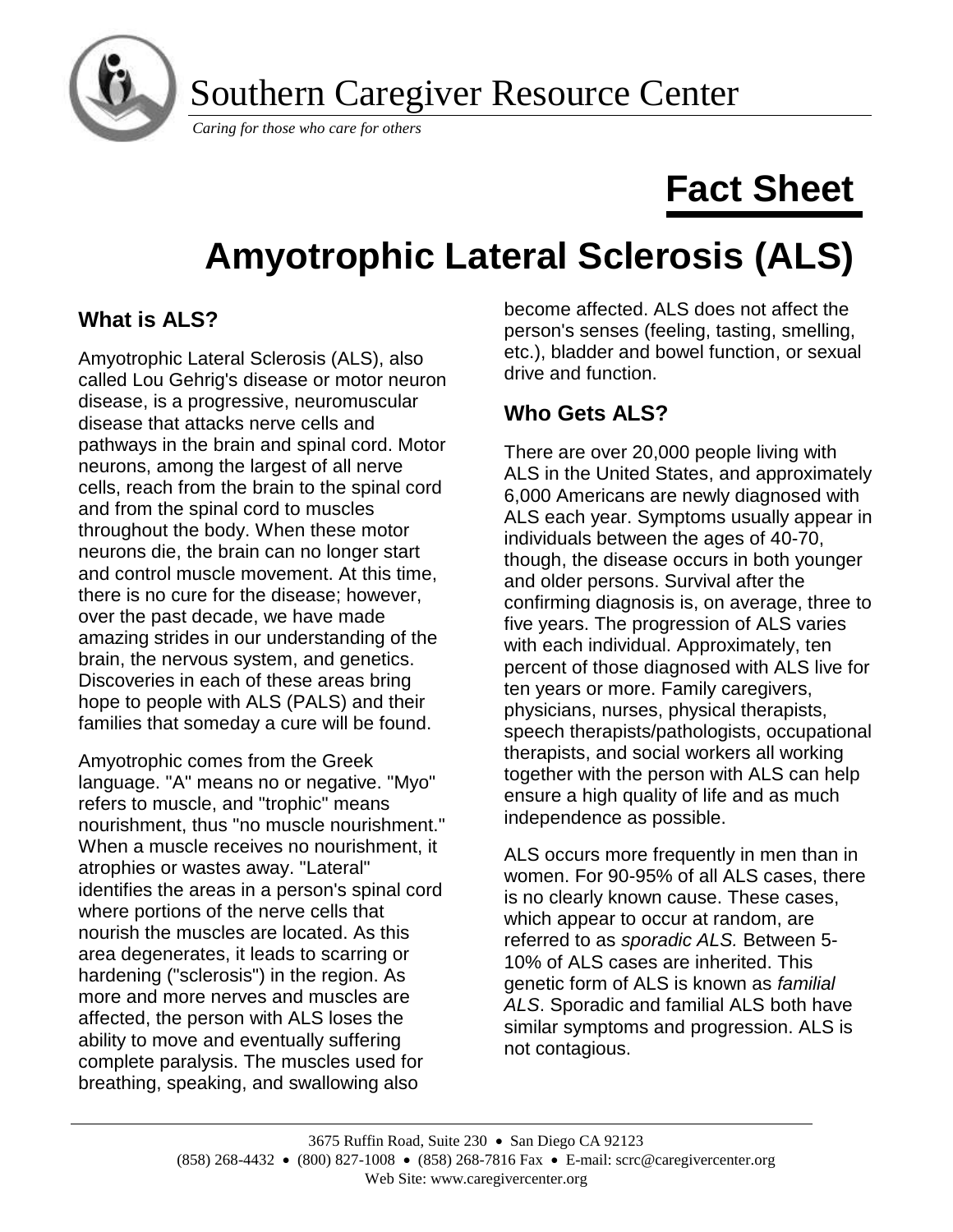# Southern Caregiver Resource Center

*Caring for those who care for others*

## Fact Sheet

# Amyotrophic Lateral Sclerosis (ALS)

### What is ALS?

Amyotrophic Lateral Sclerosis (ALS), also called Lou Gehrig's disease or motor neuron disease, is a progressive, neuromuscular disease that attacks nerve cells and pathways in the brain and spinal cord. Motor neurons, among the largest of all nerve cells, reach from the brain to the spinal cord and from the spinal cord to muscles throughout the body. When these motor neurons die, the brain can no longer start and control muscle movement. At this time, there is no cure for the disease; however, over the past decade, we have made amazing strides in our understanding of the brain, the nervous system, and genetics. Discoveries in each of these areas bring hope to people with ALS (PALS) and their families that someday a cure will be found.

Amyotrophic comes from the Greek language. "A" means no or negative. "Myo" refers to muscle, and "trophic" means nourishment, thus "no muscle nourishment." When a muscle receives no nourishment, it atrophies or wastes away. "Lateral" identifies the areas in a person's spinal cord where portions of the nerve cells that nourish the muscles are located. As this area degenerates, it leads to scarring or hardening ("sclerosis") in the region. As more and more nerves and muscles are affected, the person with ALS loses the ability to move and eventually suffering complete paralysis. The muscles used for breathing, speaking, and swallowing also become affected. ALS does not affect the person's senses (feeling, tasting, smelling, etc.), bladder and bowel function, or sexual drive and function.

### Who Gets ALS?

There are over 20,000 people living with ALS in the United States, and approximately 6,000 Americans are newly diagnosed with ALS each year. Symptoms usually appear in individuals between the ages of 40-70, though, the disease occurs in both younger and older persons. Survival after the confirming diagnosis is, on average, three to five years. The progression of ALS varies with each individual. Approximately, ten percent of those diagnosed with ALS live for ten years or more. Family caregivers, physicians, nurses, physical therapists, speech therapists/pathologists, occupational therapists, and social workers all working together with the person with ALS can help ensure a high quality of life and as much independence as possible.

ALS occurs more frequently in men than in women. For 90-95% of all ALS cases, there is no clearly known cause. These cases, which appear to occur at random, are referred to as *sporadic ALS.* Between 5-10% of ALS cases are inherited. This genetic form of ALS is known as *familial ALS*. Sporadic and familial ALS both have similar symptoms and progression. ALS is not contagious.

3675 Ruffin Road, Suite 230 • San Diego CA 92123
(858) 268-4432 • (800) 827-1008 • (858) 268-7816 Fax • E-mail: scrc@caregivercenter.org
Web Site: www.caregivercenter.org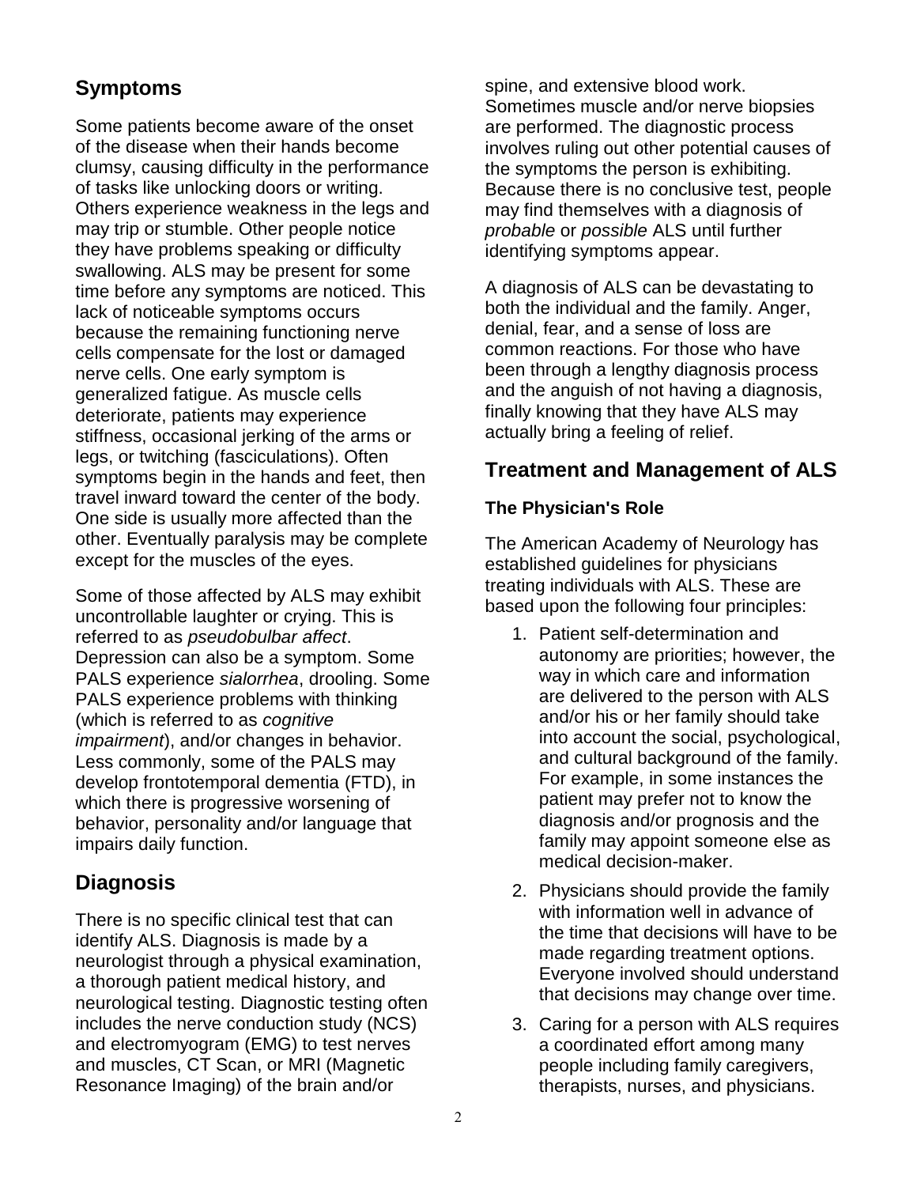## Symptoms

Some patients become aware of the onset of the disease when their hands become clumsy, causing difficulty in the performance of tasks like unlocking doors or writing. Others experience weakness in the legs and may trip or stumble. Other people notice they have problems speaking or difficulty swallowing. ALS may be present for some time before any symptoms are noticed. This lack of noticeable symptoms occurs because the remaining functioning nerve cells compensate for the lost or damaged nerve cells. One early symptom is generalized fatigue. As muscle cells deteriorate, patients may experience stiffness, occasional jerking of the arms or legs, or twitching (fasciculations). Often symptoms begin in the hands and feet, then travel inward toward the center of the body. One side is usually more affected than the other. Eventually paralysis may be complete except for the muscles of the eyes.

Some of those affected by ALS may exhibit uncontrollable laughter or crying. This is referred to as *pseudobulbar affect*. Depression can also be a symptom. Some PALS experience *sialorrhea*, drooling. Some PALS experience problems with thinking (which is referred to as *cognitive impairment*), and/or changes in behavior. Less commonly, some of the PALS may develop frontotemporal dementia (FTD), in which there is progressive worsening of behavior, personality and/or language that impairs daily function.

## Diagnosis

There is no specific clinical test that can identify ALS. Diagnosis is made by a neurologist through a physical examination, a thorough patient medical history, and neurological testing. Diagnostic testing often includes the nerve conduction study (NCS) and electromyogram (EMG) to test nerves and muscles, CT Scan, or MRI (Magnetic Resonance Imaging) of the brain and/or spine, and extensive blood work. Sometimes muscle and/or nerve biopsies are performed. The diagnostic process involves ruling out other potential causes of the symptoms the person is exhibiting. Because there is no conclusive test, people may find themselves with a diagnosis of *probable* or *possible* ALS until further identifying symptoms appear.

A diagnosis of ALS can be devastating to both the individual and the family. Anger, denial, fear, and a sense of loss are common reactions. For those who have been through a lengthy diagnosis process and the anguish of not having a diagnosis, finally knowing that they have ALS may actually bring a feeling of relief.

## Treatment and Management of ALS

### The Physician's Role

The American Academy of Neurology has established guidelines for physicians treating individuals with ALS. These are based upon the following four principles:

1. Patient self-determination and autonomy are priorities; however, the way in which care and information are delivered to the person with ALS and/or his or her family should take into account the social, psychological, and cultural background of the family. For example, in some instances the patient may prefer not to know the diagnosis and/or prognosis and the family may appoint someone else as medical decision-maker.
2. Physicians should provide the family with information well in advance of the time that decisions will have to be made regarding treatment options. Everyone involved should understand that decisions may change over time.
3. Caring for a person with ALS requires a coordinated effort among many people including family caregivers, therapists, nurses, and physicians.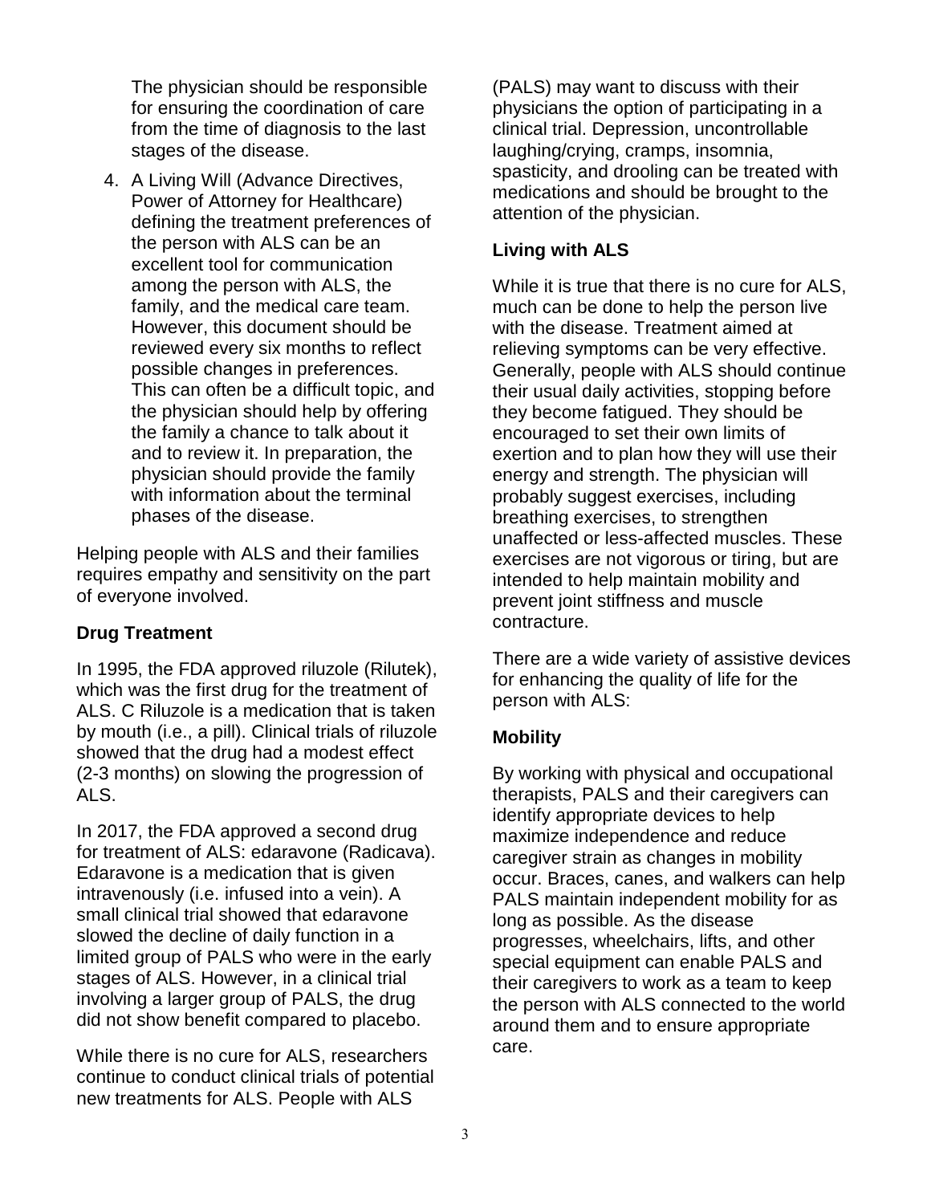The physician should be responsible for ensuring the coordination of care from the time of diagnosis to the last stages of the disease.

4. A Living Will (Advance Directives, Power of Attorney for Healthcare) defining the treatment preferences of the person with ALS can be an excellent tool for communication among the person with ALS, the family, and the medical care team. However, this document should be reviewed every six months to reflect possible changes in preferences. This can often be a difficult topic, and the physician should help by offering the family a chance to talk about it and to review it. In preparation, the physician should provide the family with information about the terminal phases of the disease.

Helping people with ALS and their families requires empathy and sensitivity on the part of everyone involved.

**Drug Treatment**

In 1995, the FDA approved riluzole (Rilutek), which was the first drug for the treatment of ALS. C Riluzole is a medication that is taken by mouth (i.e., a pill). Clinical trials of riluzole showed that the drug had a modest effect (2-3 months) on slowing the progression of ALS.

In 2017, the FDA approved a second drug for treatment of ALS: edaravone (Radicava). Edaravone is a medication that is given intravenously (i.e. infused into a vein). A small clinical trial showed that edaravone slowed the decline of daily function in a limited group of PALS who were in the early stages of ALS. However, in a clinical trial involving a larger group of PALS, the drug did not show benefit compared to placebo.

While there is no cure for ALS, researchers continue to conduct clinical trials of potential new treatments for ALS. People with ALS (PALS) may want to discuss with their physicians the option of participating in a clinical trial. Depression, uncontrollable laughing/crying, cramps, insomnia, spasticity, and drooling can be treated with medications and should be brought to the attention of the physician.

**Living with ALS**

While it is true that there is no cure for ALS, much can be done to help the person live with the disease. Treatment aimed at relieving symptoms can be very effective. Generally, people with ALS should continue their usual daily activities, stopping before they become fatigued. They should be encouraged to set their own limits of exertion and to plan how they will use their energy and strength. The physician will probably suggest exercises, including breathing exercises, to strengthen unaffected or less-affected muscles. These exercises are not vigorous or tiring, but are intended to help maintain mobility and prevent joint stiffness and muscle contracture.

There are a wide variety of assistive devices for enhancing the quality of life for the person with ALS:

**Mobility**

By working with physical and occupational therapists, PALS and their caregivers can identify appropriate devices to help maximize independence and reduce caregiver strain as changes in mobility occur. Braces, canes, and walkers can help PALS maintain independent mobility for as long as possible. As the disease progresses, wheelchairs, lifts, and other special equipment can enable PALS and their caregivers to work as a team to keep the person with ALS connected to the world around them and to ensure appropriate care.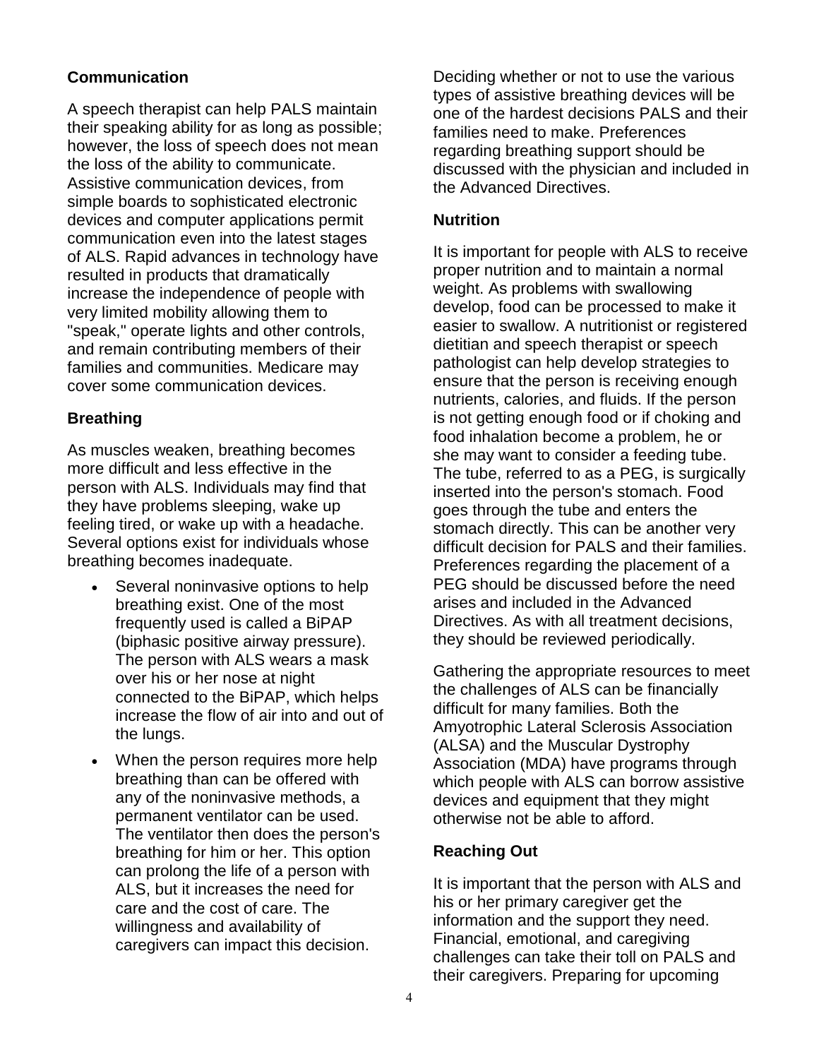### Communication

A speech therapist can help PALS maintain their speaking ability for as long as possible; however, the loss of speech does not mean the loss of the ability to communicate. Assistive communication devices, from simple boards to sophisticated electronic devices and computer applications permit communication even into the latest stages of ALS. Rapid advances in technology have resulted in products that dramatically increase the independence of people with very limited mobility allowing them to "speak," operate lights and other controls, and remain contributing members of their families and communities. Medicare may cover some communication devices.

### Breathing

As muscles weaken, breathing becomes more difficult and less effective in the person with ALS. Individuals may find that they have problems sleeping, wake up feeling tired, or wake up with a headache. Several options exist for individuals whose breathing becomes inadequate.

- Several noninvasive options to help breathing exist. One of the most frequently used is called a BiPAP (biphasic positive airway pressure). The person with ALS wears a mask over his or her nose at night connected to the BiPAP, which helps increase the flow of air into and out of the lungs.
- When the person requires more help breathing than can be offered with any of the noninvasive methods, a permanent ventilator can be used. The ventilator then does the person's breathing for him or her. This option can prolong the life of a person with ALS, but it increases the need for care and the cost of care. The willingness and availability of caregivers can impact this decision.

Deciding whether or not to use the various types of assistive breathing devices will be one of the hardest decisions PALS and their families need to make. Preferences regarding breathing support should be discussed with the physician and included in the Advanced Directives.

### Nutrition

It is important for people with ALS to receive proper nutrition and to maintain a normal weight. As problems with swallowing develop, food can be processed to make it easier to swallow. A nutritionist or registered dietitian and speech therapist or speech pathologist can help develop strategies to ensure that the person is receiving enough nutrients, calories, and fluids. If the person is not getting enough food or if choking and food inhalation become a problem, he or she may want to consider a feeding tube. The tube, referred to as a PEG, is surgically inserted into the person's stomach. Food goes through the tube and enters the stomach directly. This can be another very difficult decision for PALS and their families. Preferences regarding the placement of a PEG should be discussed before the need arises and included in the Advanced Directives. As with all treatment decisions, they should be reviewed periodically.

Gathering the appropriate resources to meet the challenges of ALS can be financially difficult for many families. Both the Amyotrophic Lateral Sclerosis Association (ALSA) and the Muscular Dystrophy Association (MDA) have programs through which people with ALS can borrow assistive devices and equipment that they might otherwise not be able to afford.

### Reaching Out

It is important that the person with ALS and his or her primary caregiver get the information and the support they need. Financial, emotional, and caregiving challenges can take their toll on PALS and their caregivers. Preparing for upcoming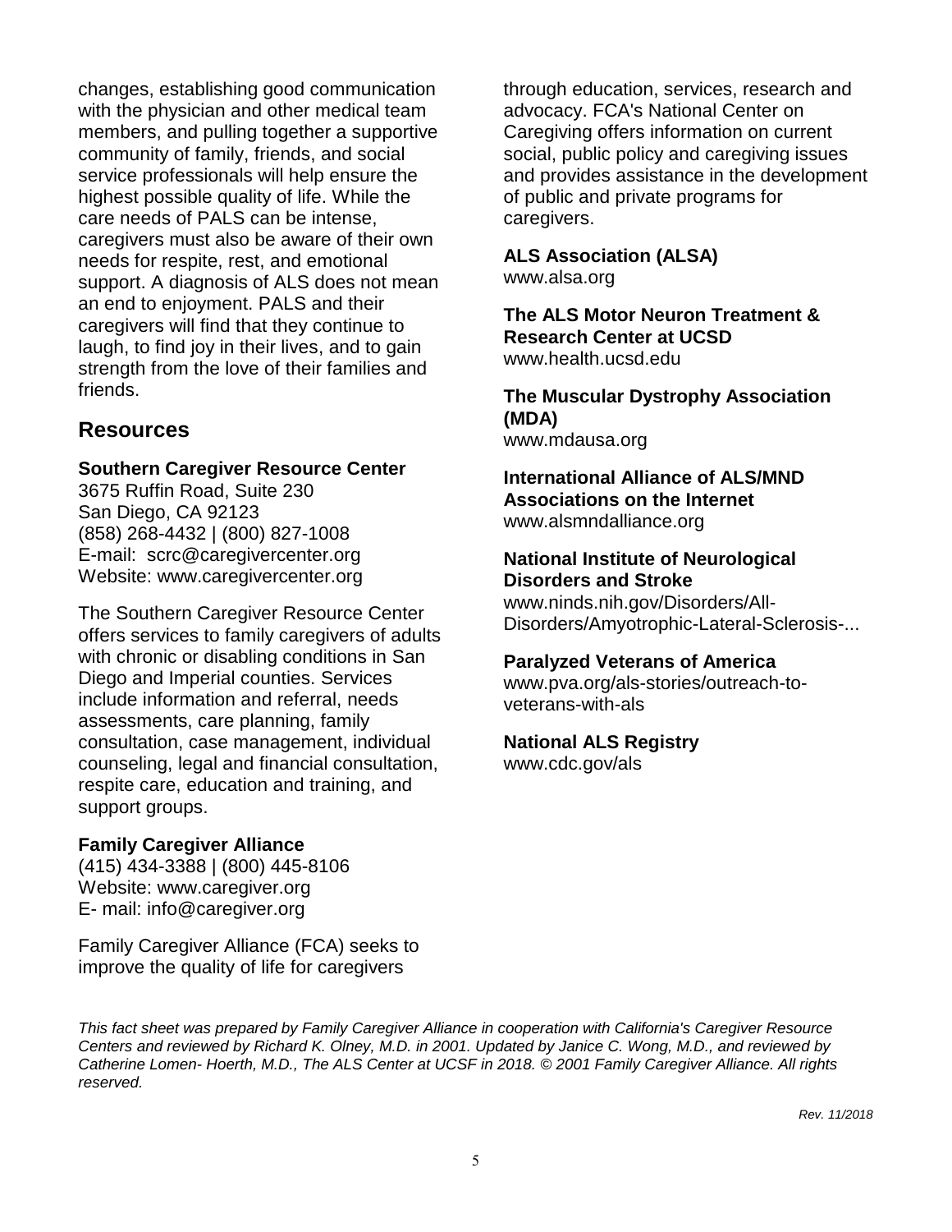changes, establishing good communication with the physician and other medical team members, and pulling together a supportive community of family, friends, and social service professionals will help ensure the highest possible quality of life. While the care needs of PALS can be intense, caregivers must also be aware of their own needs for respite, rest, and emotional support. A diagnosis of ALS does not mean an end to enjoyment. PALS and their caregivers will find that they continue to laugh, to find joy in their lives, and to gain strength from the love of their families and friends.

## Resources

**Southern Caregiver Resource Center**
3675 Ruffin Road, Suite 230
San Diego, CA 92123
(858) 268-4432 | (800) 827-1008
E-mail: scrc@caregivercenter.org
Website: www.caregivercenter.org

The Southern Caregiver Resource Center offers services to family caregivers of adults with chronic or disabling conditions in San Diego and Imperial counties. Services include information and referral, needs assessments, care planning, family consultation, case management, individual counseling, legal and financial consultation, respite care, education and training, and support groups.

**Family Caregiver Alliance**
(415) 434-3388 | (800) 445-8106
Website: www.caregiver.org
E- mail: info@caregiver.org

Family Caregiver Alliance (FCA) seeks to improve the quality of life for caregivers through education, services, research and advocacy. FCA's National Center on Caregiving offers information on current social, public policy and caregiving issues and provides assistance in the development of public and private programs for caregivers.

**ALS Association (ALSA)**
www.alsa.org

**The ALS Motor Neuron Treatment & Research Center at UCSD**
www.health.ucsd.edu

**The Muscular Dystrophy Association (MDA)**
www.mdausa.org

**International Alliance of ALS/MND Associations on the Internet**
www.alsmndalliance.org

**National Institute of Neurological Disorders and Stroke**
www.ninds.nih.gov/Disorders/All-Disorders/Amyotrophic-Lateral-Sclerosis-...

**Paralyzed Veterans of America**
www.pva.org/als-stories/outreach-to-veterans-with-als

**National ALS Registry**
www.cdc.gov/als

*This fact sheet was prepared by Family Caregiver Alliance in cooperation with California's Caregiver Resource Centers and reviewed by Richard K. Olney, M.D. in 2001. Updated by Janice C. Wong, M.D., and reviewed by Catherine Lomen- Hoerth, M.D., The ALS Center at UCSF in 2018. © 2001 Family Caregiver Alliance. All rights reserved.*

*Rev. 11/2018*